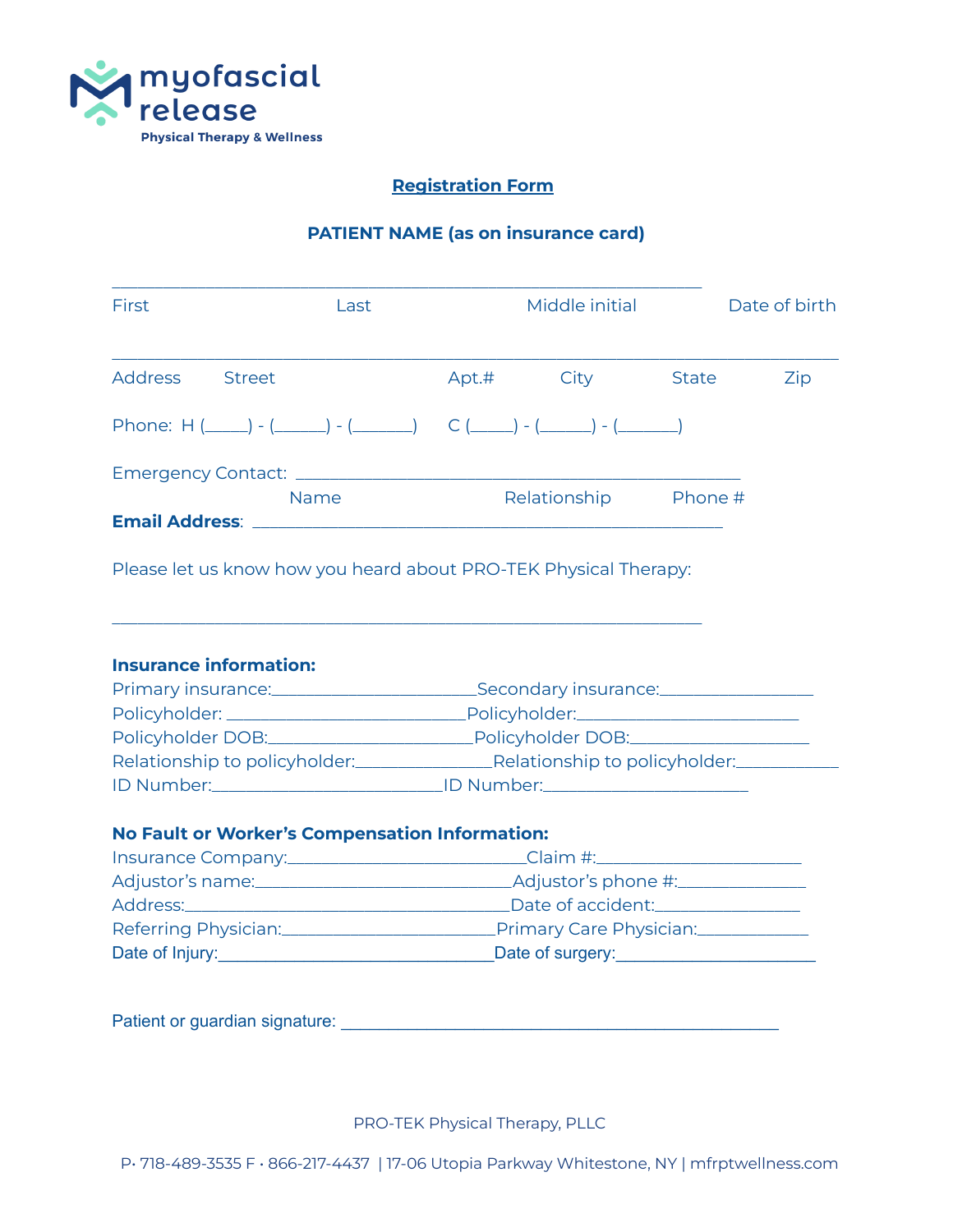myofascial release
Physical Therapy & Wellness

## Registration Form

### PATIENT NAME (as on insurance card)

_______________________________________________________________

First Last Middle initial Date of birth

_______________________________________________________________

Address Street Apt.# City State Zip

Phone: H (____) - (_____) - (______) C (____) - (_____) - (______)

Emergency Contact: ______________________________________________

Name Relationship Phone #

**Email Address**: ______________________________________________

Please let us know how you heard about PRO-TEK Physical Therapy:

_______________________________________________________________

**Insurance information:**

Primary insurance:_____________________ Secondary insurance:________________

Policyholder: _______________________ Policyholder:_______________________

Policyholder DOB:_____________________ Policyholder DOB:__________________

Relationship to policyholder:______________ Relationship to policyholder:__________

ID Number:________________________ ID Number:_____________________

**No Fault or Worker's Compensation Information:**

Insurance Company:_________________________ Claim #:_____________________

Adjustor's name:___________________________ Adjustor's phone #:_____________

Address:__________________________________ Date of accident:_______________

Referring Physician:______________________ Primary Care Physician:___________

Date of Injury:____________________________ Date of surgery:____________________

Patient or guardian signature: _____________________________________________

PRO-TEK Physical Therapy, PLLC

P• 718-489-3535 F • 866-217-4437 | 17-06 Utopia Parkway Whitestone, NY | mfrptwellness.com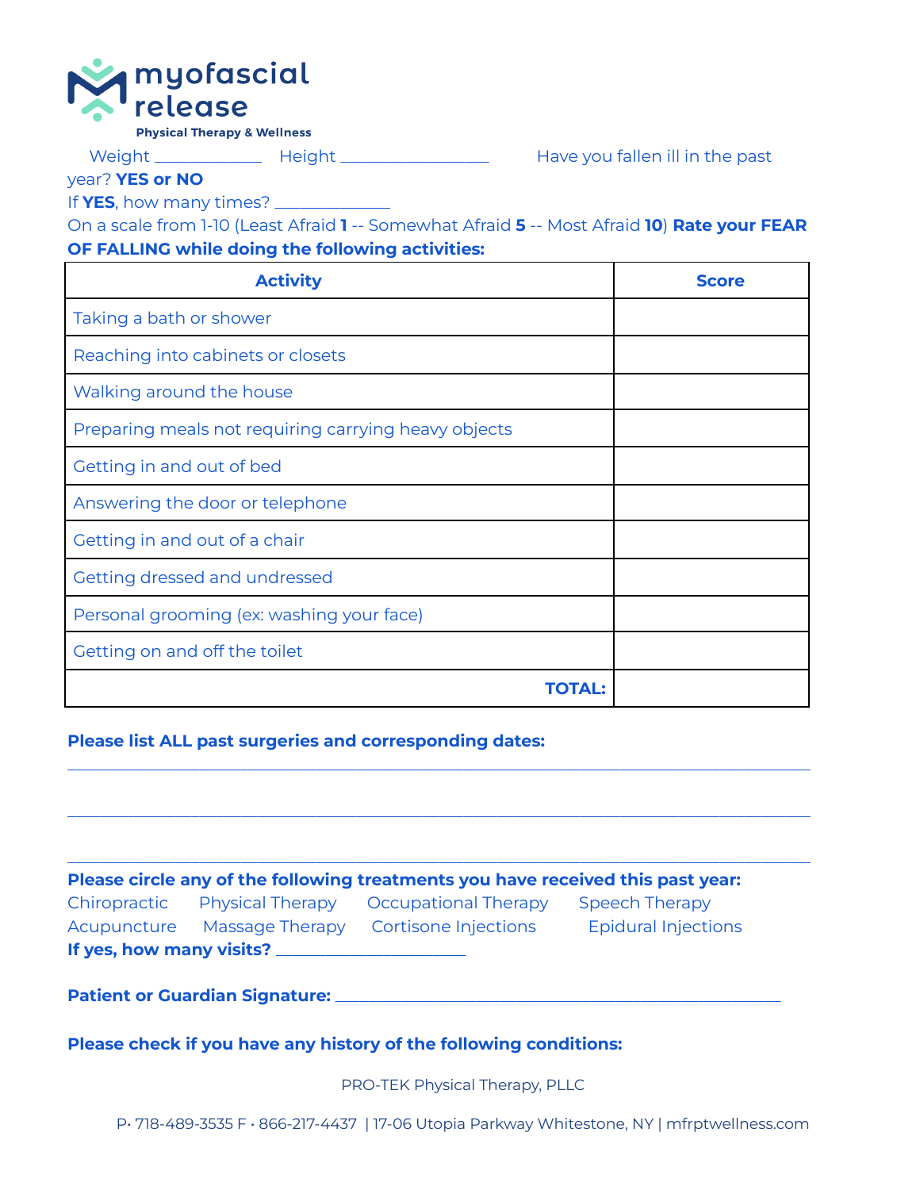myofascial release

Physical Therapy & Wellness

Weight ____________ Height ________________ Have you fallen ill in the past year? **YES or NO**

If **YES**, how many times? ____________

On a scale from 1-10 (Least Afraid **1** -- Somewhat Afraid **5** -- Most Afraid **10**) **Rate your FEAR OF FALLING while doing the following activities:**

| Activity | Score |
|---|---|
| Taking a bath or shower | |
| Reaching into cabinets or closets | |
| Walking around the house | |
| Preparing meals not requiring carrying heavy objects | |
| Getting in and out of bed | |
| Answering the door or telephone | |
| Getting in and out of a chair | |
| Getting dressed and undressed | |
| Personal grooming (ex: washing your face) | |
| Getting on and off the toilet | |
| **TOTAL:** | |

**Please list ALL past surgeries and corresponding dates:**

_______________________________________________________________________________

_______________________________________________________________________________

_______________________________________________________________________________

**Please circle any of the following treatments you have received this past year:**

Chiropractic Physical Therapy Occupational Therapy Speech Therapy
Acupuncture Massage Therapy Cortisone Injections Epidural Injections

**If yes, how many visits?** ____________________

**Patient or Guardian Signature:** ______________________________________________

**Please check if you have any history of the following conditions:**

PRO-TEK Physical Therapy, PLLC

P• 718-489-3535 F • 866-217-4437 | 17-06 Utopia Parkway Whitestone, NY | mfrptwellness.com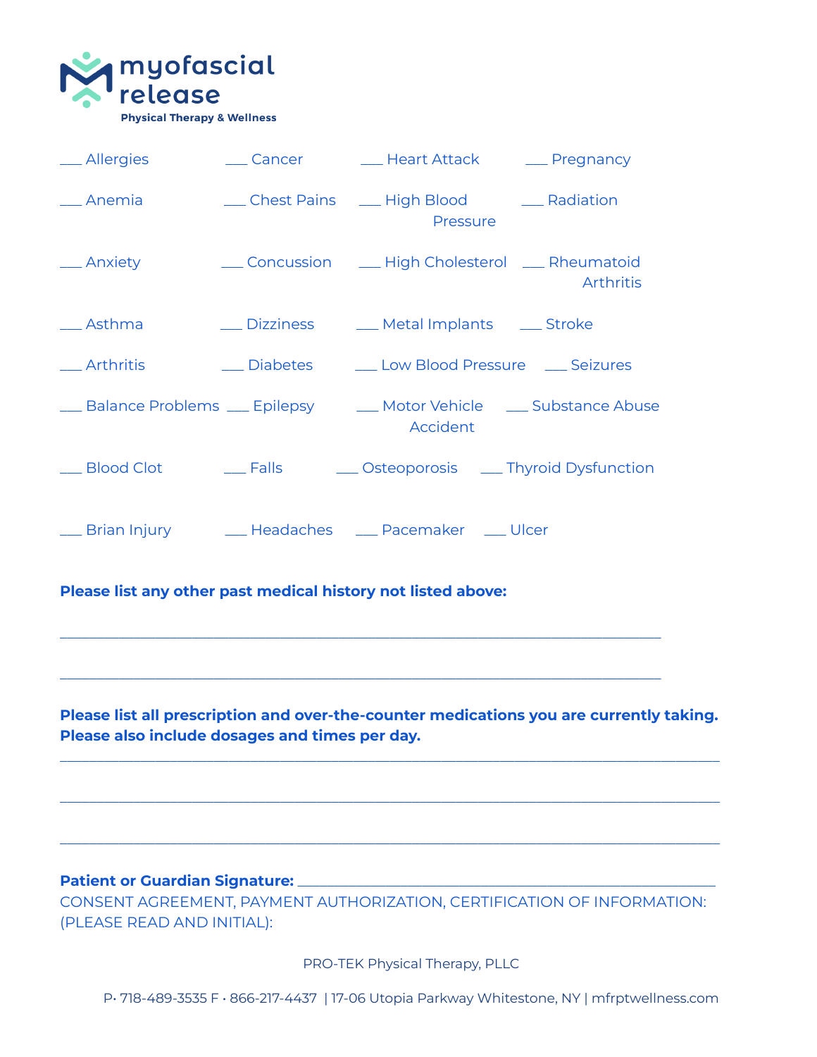myofascial release
Physical Therapy & Wellness

| | | | |
|---|---|---|---|
| ___ Allergies | ___ Cancer | ___ Heart Attack | ___ Pregnancy |
| ___ Anemia | ___ Chest Pains | ___ High Blood Pressure | ___ Radiation |
| ___ Anxiety | ___ Concussion | ___ High Cholesterol | ___ Rheumatoid Arthritis |
| ___ Asthma | ___ Dizziness | ___ Metal Implants | ___ Stroke |
| ___ Arthritis | ___ Diabetes | ___ Low Blood Pressure | ___ Seizures |
| ___ Balance Problems | ___ Epilepsy | ___ Motor Vehicle Accident | ___ Substance Abuse |
| ___ Blood Clot | ___ Falls | ___ Osteoporosis | ___ Thyroid Dysfunction |
| ___ Brian Injury | ___ Headaches | ___ Pacemaker | ___ Ulcer |

**Please list any other past medical history not listed above:**

_______________________________________________________________________________

_______________________________________________________________________________

**Please list all prescription and over-the-counter medications you are currently taking. Please also include dosages and times per day.**

_______________________________________________________________________________

_______________________________________________________________________________

_______________________________________________________________________________

**Patient or Guardian Signature:** _______________________________________________

CONSENT AGREEMENT, PAYMENT AUTHORIZATION, CERTIFICATION OF INFORMATION: (PLEASE READ AND INITIAL):

PRO-TEK Physical Therapy, PLLC

P• 718-489-3535 F • 866-217-4437 | 17-06 Utopia Parkway Whitestone, NY | mfrptwellness.com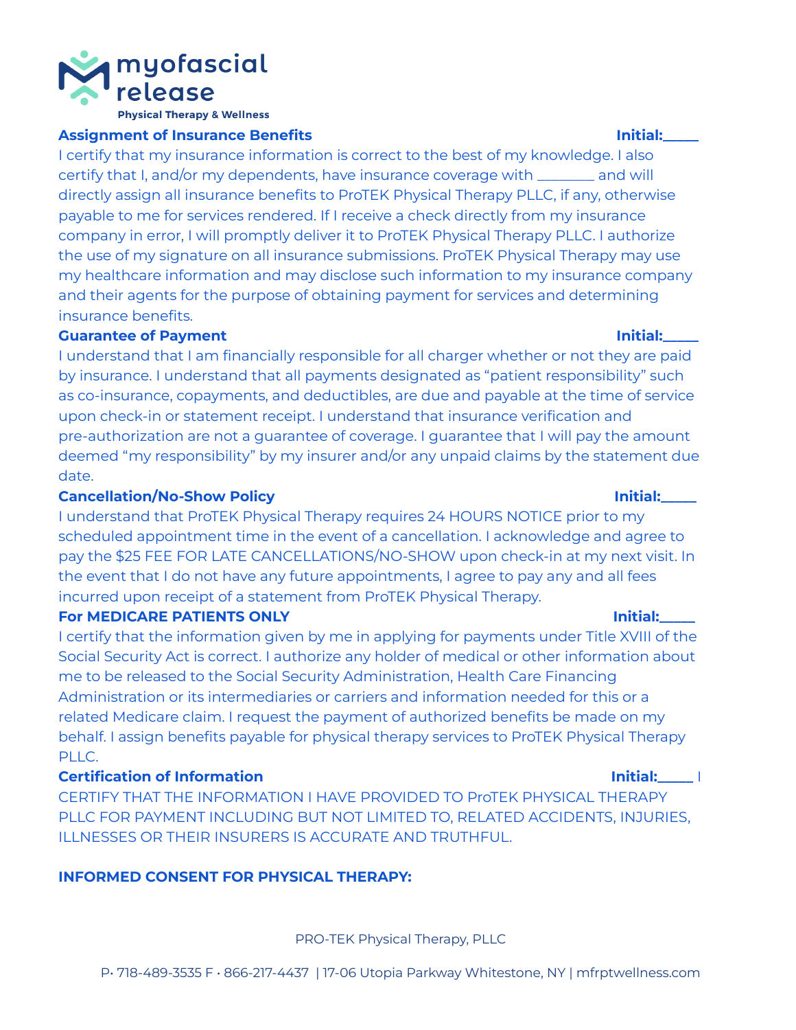myofascial release
Physical Therapy & Wellness

**Assignment of Insurance Benefits** **Initial:_____**

I certify that my insurance information is correct to the best of my knowledge. I also certify that I, and/or my dependents, have insurance coverage with ________ and will directly assign all insurance benefits to ProTEK Physical Therapy PLLC, if any, otherwise payable to me for services rendered. If I receive a check directly from my insurance company in error, I will promptly deliver it to ProTEK Physical Therapy PLLC. I authorize the use of my signature on all insurance submissions. ProTEK Physical Therapy may use my healthcare information and may disclose such information to my insurance company and their agents for the purpose of obtaining payment for services and determining insurance benefits.

**Guarantee of Payment** **Initial:_____**

I understand that I am financially responsible for all charger whether or not they are paid by insurance. I understand that all payments designated as "patient responsibility" such as co-insurance, copayments, and deductibles, are due and payable at the time of service upon check-in or statement receipt. I understand that insurance verification and pre-authorization are not a guarantee of coverage. I guarantee that I will pay the amount deemed "my responsibility" by my insurer and/or any unpaid claims by the statement due date.

**Cancellation/No-Show Policy** **Initial:_____**

I understand that ProTEK Physical Therapy requires 24 HOURS NOTICE prior to my scheduled appointment time in the event of a cancellation. I acknowledge and agree to pay the $25 FEE FOR LATE CANCELLATIONS/NO-SHOW upon check-in at my next visit. In the event that I do not have any future appointments, I agree to pay any and all fees incurred upon receipt of a statement from ProTEK Physical Therapy.

**For MEDICARE PATIENTS ONLY** **Initial:_____**

I certify that the information given by me in applying for payments under Title XVIII of the Social Security Act is correct. I authorize any holder of medical or other information about me to be released to the Social Security Administration, Health Care Financing Administration or its intermediaries or carriers and information needed for this or a related Medicare claim. I request the payment of authorized benefits be made on my behalf. I assign benefits payable for physical therapy services to ProTEK Physical Therapy PLLC.

**Certification of Information** **Initial:_____** I

CERTIFY THAT THE INFORMATION I HAVE PROVIDED TO ProTEK PHYSICAL THERAPY PLLC FOR PAYMENT INCLUDING BUT NOT LIMITED TO, RELATED ACCIDENTS, INJURIES, ILLNESSES OR THEIR INSURERS IS ACCURATE AND TRUTHFUL.

**INFORMED CONSENT FOR PHYSICAL THERAPY:**

PRO-TEK Physical Therapy, PLLC

P• 718-489-3535 F • 866-217-4437 | 17-06 Utopia Parkway Whitestone, NY | mfrptwellness.com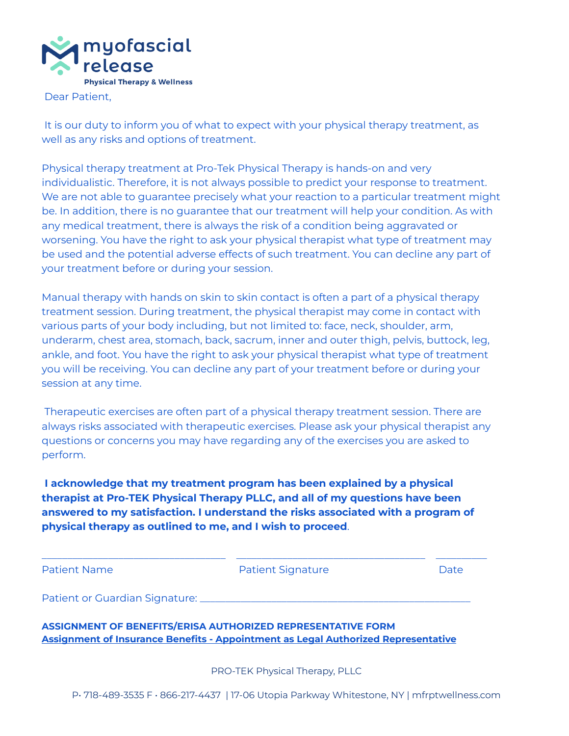myofascial release
Physical Therapy & Wellness

Dear Patient,

It is our duty to inform you of what to expect with your physical therapy treatment, as well as any risks and options of treatment.

Physical therapy treatment at Pro-Tek Physical Therapy is hands-on and very individualistic. Therefore, it is not always possible to predict your response to treatment. We are not able to guarantee precisely what your reaction to a particular treatment might be. In addition, there is no guarantee that our treatment will help your condition. As with any medical treatment, there is always the risk of a condition being aggravated or worsening. You have the right to ask your physical therapist what type of treatment may be used and the potential adverse effects of such treatment. You can decline any part of your treatment before or during your session.

Manual therapy with hands on skin to skin contact is often a part of a physical therapy treatment session. During treatment, the physical therapist may come in contact with various parts of your body including, but not limited to: face, neck, shoulder, arm, underarm, chest area, stomach, back, sacrum, inner and outer thigh, pelvis, buttock, leg, ankle, and foot. You have the right to ask your physical therapist what type of treatment you will be receiving. You can decline any part of your treatment before or during your session at any time.

Therapeutic exercises are often part of a physical therapy treatment session. There are always risks associated with therapeutic exercises. Please ask your physical therapist any questions or concerns you may have regarding any of the exercises you are asked to perform.

**I acknowledge that my treatment program has been explained by a physical therapist at Pro-TEK Physical Therapy PLLC, and all of my questions have been answered to my satisfaction. I understand the risks associated with a program of physical therapy as outlined to me, and I wish to proceed**.

_______________________________ _______________________________ _________

Patient Name Patient Signature Date

Patient or Guardian Signature: ________________________________________________

**ASSIGNMENT OF BENEFITS/ERISA AUTHORIZED REPRESENTATIVE FORM**

**Assignment of Insurance Benefits - Appointment as Legal Authorized Representative**

PRO-TEK Physical Therapy, PLLC

P• 718-489-3535 F • 866-217-4437 | 17-06 Utopia Parkway Whitestone, NY | mfrptwellness.com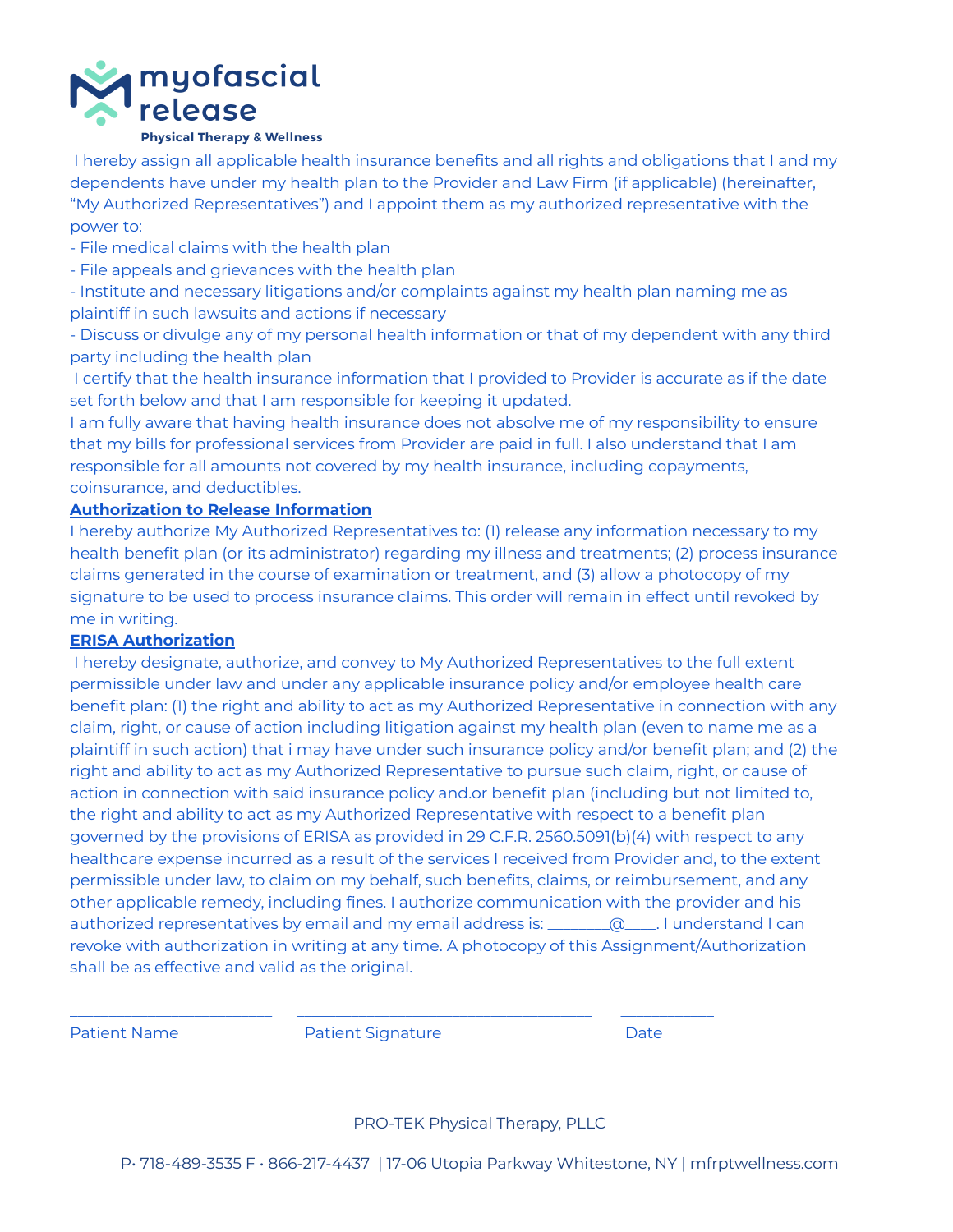myofascial release

Physical Therapy & Wellness

I hereby assign all applicable health insurance benefits and all rights and obligations that I and my dependents have under my health plan to the Provider and Law Firm (if applicable) (hereinafter, "My Authorized Representatives") and I appoint them as my authorized representative with the power to:

- File medical claims with the health plan
- File appeals and grievances with the health plan
- Institute and necessary litigations and/or complaints against my health plan naming me as plaintiff in such lawsuits and actions if necessary
- Discuss or divulge any of my personal health information or that of my dependent with any third party including the health plan

I certify that the health insurance information that I provided to Provider is accurate as if the date set forth below and that I am responsible for keeping it updated.

I am fully aware that having health insurance does not absolve me of my responsibility to ensure that my bills for professional services from Provider are paid in full. I also understand that I am responsible for all amounts not covered by my health insurance, including copayments, coinsurance, and deductibles.

**Authorization to Release Information**

I hereby authorize My Authorized Representatives to: (1) release any information necessary to my health benefit plan (or its administrator) regarding my illness and treatments; (2) process insurance claims generated in the course of examination or treatment, and (3) allow a photocopy of my signature to be used to process insurance claims. This order will remain in effect until revoked by me in writing.

**ERISA Authorization**

I hereby designate, authorize, and convey to My Authorized Representatives to the full extent permissible under law and under any applicable insurance policy and/or employee health care benefit plan: (1) the right and ability to act as my Authorized Representative in connection with any claim, right, or cause of action including litigation against my health plan (even to name me as a plaintiff in such action) that i may have under such insurance policy and/or benefit plan; and (2) the right and ability to act as my Authorized Representative to pursue such claim, right, or cause of action in connection with said insurance policy and.or benefit plan (including but not limited to, the right and ability to act as my Authorized Representative with respect to a benefit plan governed by the provisions of ERISA as provided in 29 C.F.R. 2560.5091(b)(4) with respect to any healthcare expense incurred as a result of the services I received from Provider and, to the extent permissible under law, to claim on my behalf, such benefits, claims, or reimbursement, and any other applicable remedy, including fines. I authorize communication with the provider and his authorized representatives by email and my email address is: ________@____. I understand I can revoke with authorization in writing at any time. A photocopy of this Assignment/Authorization shall be as effective and valid as the original.

| ______________________ | ________________________________ | __________ |
|---|---|---|
| Patient Name | Patient Signature | Date |

PRO-TEK Physical Therapy, PLLC

P• 718-489-3535 F • 866-217-4437 | 17-06 Utopia Parkway Whitestone, NY | mfrptwellness.com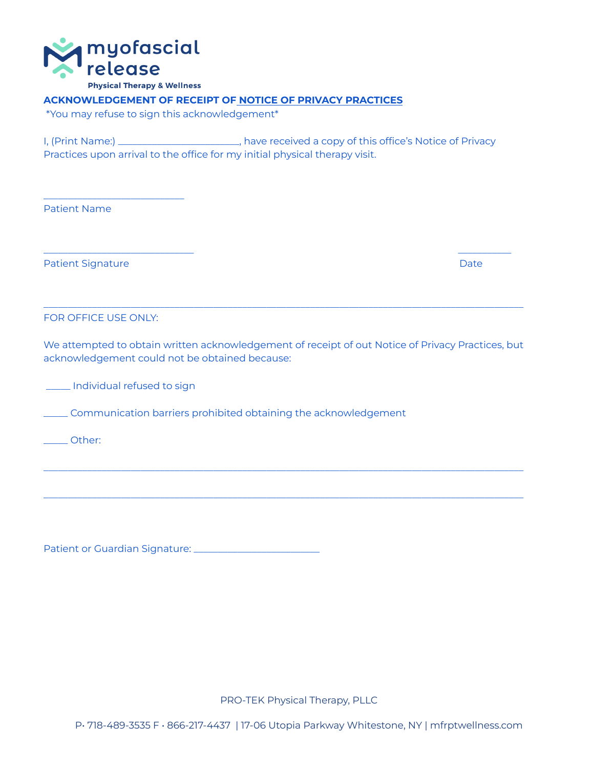myofascial release

Physical Therapy & Wellness

**ACKNOWLEDGEMENT OF RECEIPT OF NOTICE OF PRIVACY PRACTICES**

*You may refuse to sign this acknowledgement*

I, (Print Name:) ______________________, have received a copy of this office's Notice of Privacy Practices upon arrival to the office for my initial physical therapy visit.

__________________________

Patient Name

___________________________ __________

Patient Signature Date

---

FOR OFFICE USE ONLY:

We attempted to obtain written acknowledgement of receipt of out Notice of Privacy Practices, but acknowledgement could not be obtained because:

_____ Individual refused to sign

_____ Communication barriers prohibited obtaining the acknowledgement

_____ Other:

________________________________________________________________________________

________________________________________________________________________________

Patient or Guardian Signature: _______________________

PRO-TEK Physical Therapy, PLLC

P• 718-489-3535 F • 866-217-4437 | 17-06 Utopia Parkway Whitestone, NY | mfrptwellness.com